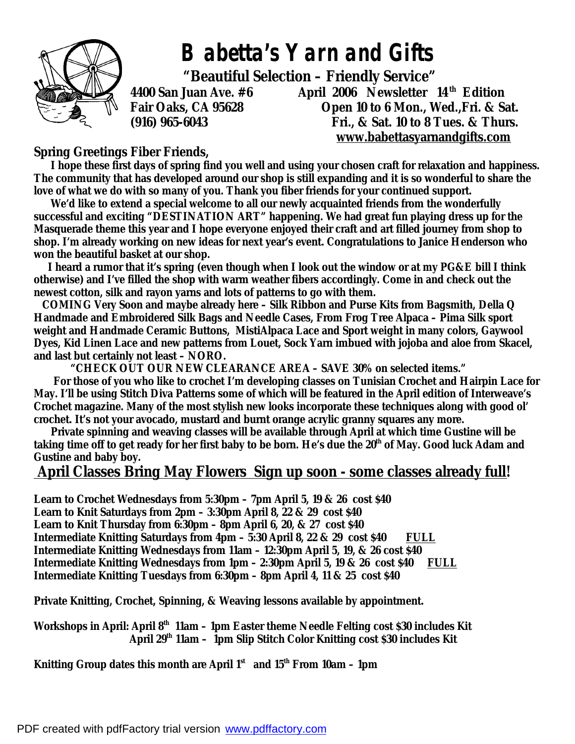# Babetta's Yarn and Gifts

**"Beautiful Selection – Friendly Service"**

**4400 San Juan Ave. #6**
**Fair Oaks, CA 95628**
**(916) 965-6043**

**April 2006 Newsletter 14th Edition**
**Open 10 to 6 Mon., Wed.,Fri. & Sat.**
**Fri., & Sat. 10 to 8 Tues. & Thurs.**
**www.babettasyarnandgifts.com**

**Spring Greetings Fiber Friends,**

**I hope these first days of spring find you well and using your chosen craft for relaxation and happiness. The community that has developed around our shop is still expanding and it is so wonderful to share the love of what we do with so many of you. Thank you fiber friends for your continued support.**

**We'd like to extend a special welcome to all our newly acquainted friends from the wonderfully successful and exciting "DESTINATION ART" happening. We had great fun playing dress up for the Masquerade theme this year and I hope everyone enjoyed their craft and art filled journey from shop to shop. I'm already working on new ideas for next year's event. Congratulations to Janice Henderson who won the beautiful basket at our shop.**

**I heard a rumor that it's spring (even though when I look out the window or at my PG&E bill I think otherwise) and I've filled the shop with warm weather fibers accordingly. Come in and check out the newest cotton, silk and rayon yarns and lots of patterns to go with them.**

**COMING Very Soon and maybe already here – Silk Ribbon and Purse Kits from Bagsmith, Della Q Handmade and Embroidered Silk Bags and Needle Cases, From Frog Tree Alpaca – Pima Silk sport weight and Handmade Ceramic Buttons, MistiAlpaca Lace and Sport weight in many colors, Gaywool Dyes, Kid Linen Lace and new patterns from Louet, Sock Yarn imbued with jojoba and aloe from Skacel, and last but certainly not least – NORO.**

**"CHECK OUT OUR NEW CLEARANCE AREA – SAVE 30% on selected items."**

**For those of you who like to crochet I'm developing classes on Tunisian Crochet and Hairpin Lace for May. I'll be using Stitch Diva Patterns some of which will be featured in the April edition of Interweave's Crochet magazine. Many of the most stylish new looks incorporate these techniques along with good ol' crochet. It's not your avocado, mustard and burnt orange acrylic granny squares any more.**

**Private spinning and weaving classes will be available through April at which time Gustine will be taking time off to get ready for her first baby to be born. He's due the 20th of May. Good luck Adam and Gustine and baby boy.**

## April Classes Bring May Flowers Sign up soon - some classes already full!

**Learn to Crochet Wednesdays from 5:30pm – 7pm April 5, 19 & 26 cost $40**
**Learn to Knit Saturdays from 2pm – 3:30pm April 8, 22 & 29 cost $40**
**Learn to Knit Thursday from 6:30pm – 8pm April 6, 20, & 27 cost $40**
**Intermediate Knitting Saturdays from 4pm – 5:30 April 8, 22 & 29 cost $40 FULL**
**Intermediate Knitting Wednesdays from 11am – 12:30pm April 5, 19, & 26 cost $40**
**Intermediate Knitting Wednesdays from 1pm – 2:30pm April 5, 19 & 26 cost $40 FULL**
**Intermediate Knitting Tuesdays from 6:30pm – 8pm April 4, 11 & 25 cost $40**

**Private Knitting, Crochet, Spinning, & Weaving lessons available by appointment.**

**Workshops in April: April 8th 11am – 1pm Easter theme Needle Felting cost $30 includes Kit**
**April 29th 11am – 1pm Slip Stitch Color Knitting cost $30 includes Kit**

**Knitting Group dates this month are April 1st and 15th From 10am – 1pm**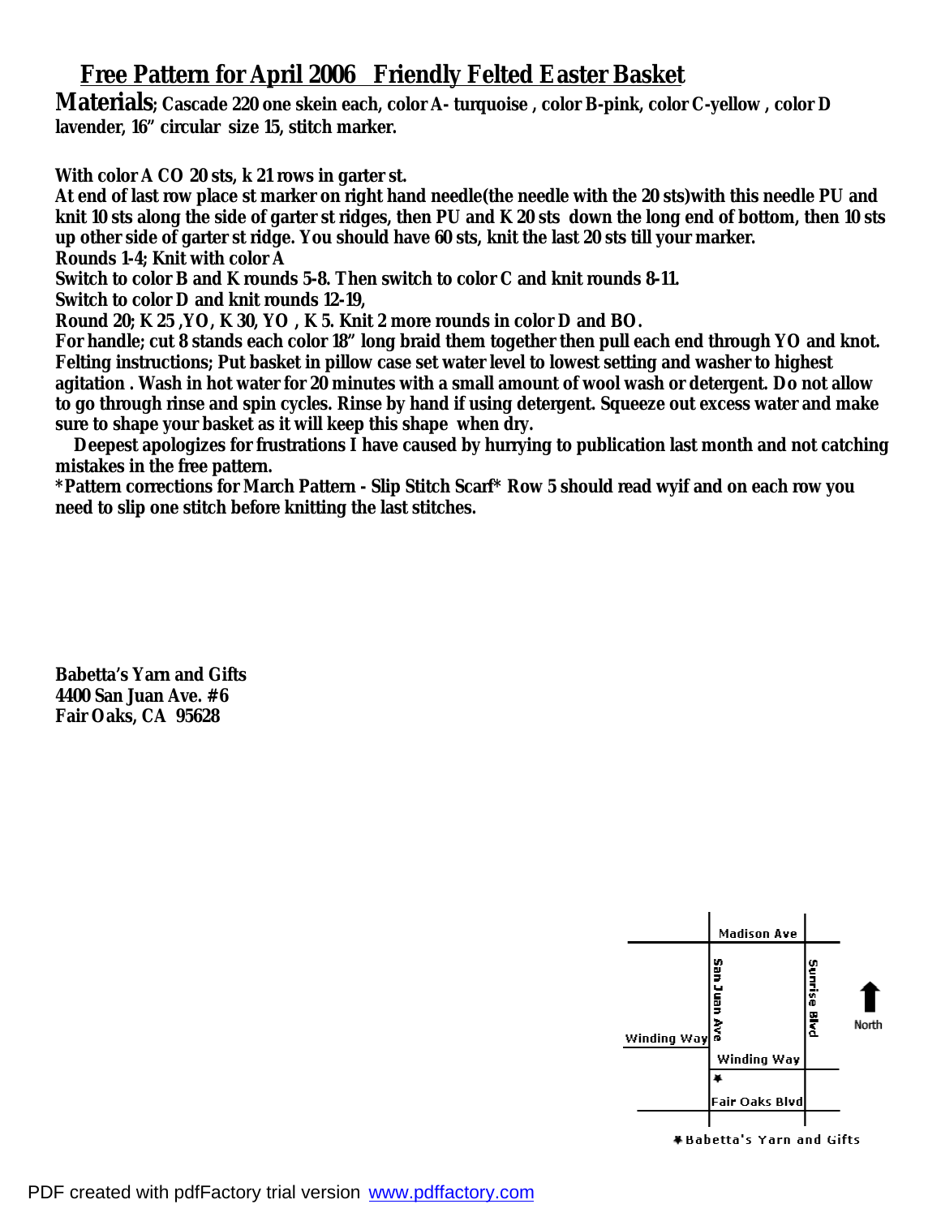# Free Pattern for April 2006 Friendly Felted Easter Basket

**Materials; Cascade 220 one skein each, color A- turquoise , color B-pink, color C-yellow , color D lavender, 16" circular size 15, stitch marker.**

**With color A CO 20 sts, k 21 rows in garter st.**

**At end of last row place st marker on right hand needle(the needle with the 20 sts)with this needle PU and knit 10 sts along the side of garter st ridges, then PU and K 20 sts down the long end of bottom, then 10 sts up other side of garter st ridge. You should have 60 sts, knit the last 20 sts till your marker.**

**Rounds 1-4; Knit with color A**

**Switch to color B and K rounds 5-8. Then switch to color C and knit rounds 8-11.**

**Switch to color D and knit rounds 12-19,**

**Round 20; K 25 ,YO, K 30, YO , K 5. Knit 2 more rounds in color D and BO.**

**For handle; cut 8 stands each color 18" long braid them together then pull each end through YO and knot.**

**Felting instructions; Put basket in pillow case set water level to lowest setting and washer to highest agitation . Wash in hot water for 20 minutes with a small amount of wool wash or detergent. Do not allow to go through rinse and spin cycles. Rinse by hand if using detergent. Squeeze out excess water and make sure to shape your basket as it will keep this shape when dry.**

**Deepest apologizes for frustrations I have caused by hurrying to publication last month and not catching mistakes in the free pattern.**

**\*Pattern corrections for March Pattern - Slip Stitch Scarf\* Row 5 should read wyif and on each row you need to slip one stitch before knitting the last stitches.**

**Babetta's Yarn and Gifts**
**4400 San Juan Ave. #6**
**Fair Oaks, CA 95628**

Madison Ave
San Juan Ave
Sunrise Blvd
North
Winding Way
Winding Way
Fair Oaks Blvd
✱ Babetta's Yarn and Gifts